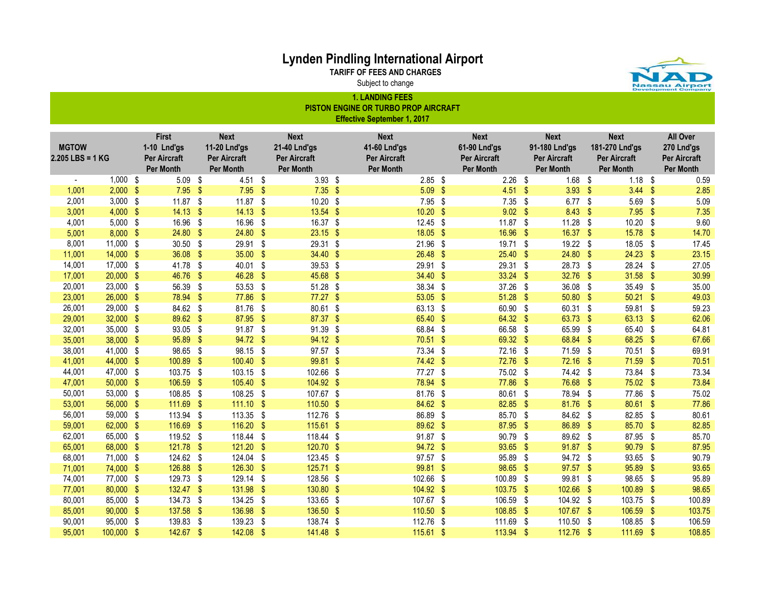# Lynden Pindling International Airport

**TARIFF OF FEES AND CHARGES**

Subject to change

## 1. LANDING FEES

**PISTON ENGINE OR TURBO PROP AIRCRAFT**

**Effective September 1, 2017**

| MGTOW 2.205 LBS = 1 KG | | First 1-10 Lnd'gs Per Aircraft Per Month | Next 11-20 Lnd'gs Per Aircraft Per Month | Next 21-40 Lnd'gs Per Aircraft Per Month | Next 41-60 Lnd'gs Per Aircraft Per Month | Next 61-90 Lnd'gs Per Aircraft Per Month | Next 91-180 Lnd'gs Per Aircraft Per Month | Next 181-270 Lnd'gs Per Aircraft Per Month | All Over 270 Lnd'gs Per Aircraft Per Month |
|---|---|---|---|---|---|---|---|---|---|
| - | 1,000 | $ 5.09 | $ 4.51 | $ 3.93 | $ 2.85 | $ 2.26 | $ 1.68 | $ 1.18 | $ 0.59 |
| 1,001 | 2,000 | $ 7.95 | $ 7.95 | $ 7.35 | $ 5.09 | $ 4.51 | $ 3.93 | $ 3.44 | $ 2.85 |
| 2,001 | 3,000 | $ 11.87 | $ 11.87 | $ 10.20 | $ 7.95 | $ 7.35 | $ 6.77 | $ 5.69 | $ 5.09 |
| 3,001 | 4,000 | $ 14.13 | $ 14.13 | $ 13.54 | $ 10.20 | $ 9.02 | $ 8.43 | $ 7.95 | $ 7.35 |
| 4,001 | 5,000 | $ 16.96 | $ 16.96 | $ 16.37 | $ 12.45 | $ 11.87 | $ 11.28 | $ 10.20 | $ 9.60 |
| 5,001 | 8,000 | $ 24.80 | $ 24.80 | $ 23.15 | $ 18.05 | $ 16.96 | $ 16.37 | $ 15.78 | $ 14.70 |
| 8,001 | 11,000 | $ 30.50 | $ 29.91 | $ 29.31 | $ 21.96 | $ 19.71 | $ 19.22 | $ 18.05 | $ 17.45 |
| 11,001 | 14,000 | $ 36.08 | $ 35.00 | $ 34.40 | $ 26.48 | $ 25.40 | $ 24.80 | $ 24.23 | $ 23.15 |
| 14,001 | 17,000 | $ 41.78 | $ 40.01 | $ 39.53 | $ 29.91 | $ 29.31 | $ 28.73 | $ 28.24 | $ 27.05 |
| 17,001 | 20,000 | $ 46.76 | $ 46.28 | $ 45.68 | $ 34.40 | $ 33.24 | $ 32.76 | $ 31.58 | $ 30.99 |
| 20,001 | 23,000 | $ 56.39 | $ 53.53 | $ 51.28 | $ 38.34 | $ 37.26 | $ 36.08 | $ 35.49 | $ 35.00 |
| 23,001 | 26,000 | $ 78.94 | $ 77.86 | $ 77.27 | $ 53.05 | $ 51.28 | $ 50.80 | $ 50.21 | $ 49.03 |
| 26,001 | 29,000 | $ 84.62 | $ 81.76 | $ 80.61 | $ 63.13 | $ 60.90 | $ 60.31 | $ 59.81 | $ 59.23 |
| 29,001 | 32,000 | $ 89.62 | $ 87.95 | $ 87.37 | $ 65.40 | $ 64.32 | $ 63.73 | $ 63.13 | $ 62.06 |
| 32,001 | 35,000 | $ 93.05 | $ 91.87 | $ 91.39 | $ 68.84 | $ 66.58 | $ 65.99 | $ 65.40 | $ 64.81 |
| 35,001 | 38,000 | $ 95.89 | $ 94.72 | $ 94.12 | $ 70.51 | $ 69.32 | $ 68.84 | $ 68.25 | $ 67.66 |
| 38,001 | 41,000 | $ 98.65 | $ 98.15 | $ 97.57 | $ 73.34 | $ 72.16 | $ 71.59 | $ 70.51 | $ 69.91 |
| 41,001 | 44,000 | $ 100.89 | $ 100.40 | $ 99.81 | $ 74.42 | $ 72.76 | $ 72.16 | $ 71.59 | $ 70.51 |
| 44,001 | 47,000 | $ 103.75 | $ 103.15 | $ 102.66 | $ 77.27 | $ 75.02 | $ 74.42 | $ 73.84 | $ 73.34 |
| 47,001 | 50,000 | $ 106.59 | $ 105.40 | $ 104.92 | $ 78.94 | $ 77.86 | $ 76.68 | $ 75.02 | $ 73.84 |
| 50,001 | 53,000 | $ 108.85 | $ 108.25 | $ 107.67 | $ 81.76 | $ 80.61 | $ 78.94 | $ 77.86 | $ 75.02 |
| 53,001 | 56,000 | $ 111.69 | $ 111.10 | $ 110.50 | $ 84.62 | $ 82.85 | $ 81.76 | $ 80.61 | $ 77.86 |
| 56,001 | 59,000 | $ 113.94 | $ 113.35 | $ 112.76 | $ 86.89 | $ 85.70 | $ 84.62 | $ 82.85 | $ 80.61 |
| 59,001 | 62,000 | $ 116.69 | $ 116.20 | $ 115.61 | $ 89.62 | $ 87.95 | $ 86.89 | $ 85.70 | $ 82.85 |
| 62,001 | 65,000 | $ 119.52 | $ 118.44 | $ 118.44 | $ 91.87 | $ 90.79 | $ 89.62 | $ 87.95 | $ 85.70 |
| 65,001 | 68,000 | $ 121.78 | $ 121.20 | $ 120.70 | $ 94.72 | $ 93.65 | $ 91.87 | $ 90.79 | $ 87.95 |
| 68,001 | 71,000 | $ 124.62 | $ 124.04 | $ 123.45 | $ 97.57 | $ 95.89 | $ 94.72 | $ 93.65 | $ 90.79 |
| 71,001 | 74,000 | $ 126.88 | $ 126.30 | $ 125.71 | $ 99.81 | $ 98.65 | $ 97.57 | $ 95.89 | $ 93.65 |
| 74,001 | 77,000 | $ 129.73 | $ 129.14 | $ 128.56 | $ 102.66 | $ 100.89 | $ 99.81 | $ 98.65 | $ 95.89 |
| 77,001 | 80,000 | $ 132.47 | $ 131.98 | $ 130.80 | $ 104.92 | $ 103.75 | $ 102.66 | $ 100.89 | $ 98.65 |
| 80,001 | 85,000 | $ 134.73 | $ 134.25 | $ 133.65 | $ 107.67 | $ 106.59 | $ 104.92 | $ 103.75 | $ 100.89 |
| 85,001 | 90,000 | $ 137.58 | $ 136.98 | $ 136.50 | $ 110.50 | $ 108.85 | $ 107.67 | $ 106.59 | $ 103.75 |
| 90,001 | 95,000 | $ 139.83 | $ 139.23 | $ 138.74 | $ 112.76 | $ 111.69 | $ 110.50 | $ 108.85 | $ 106.59 |
| 95,001 | 100,000 | $ 142.67 | $ 142.08 | $ 141.48 | $ 115.61 | $ 113.94 | $ 112.76 | $ 111.69 | $ 108.85 |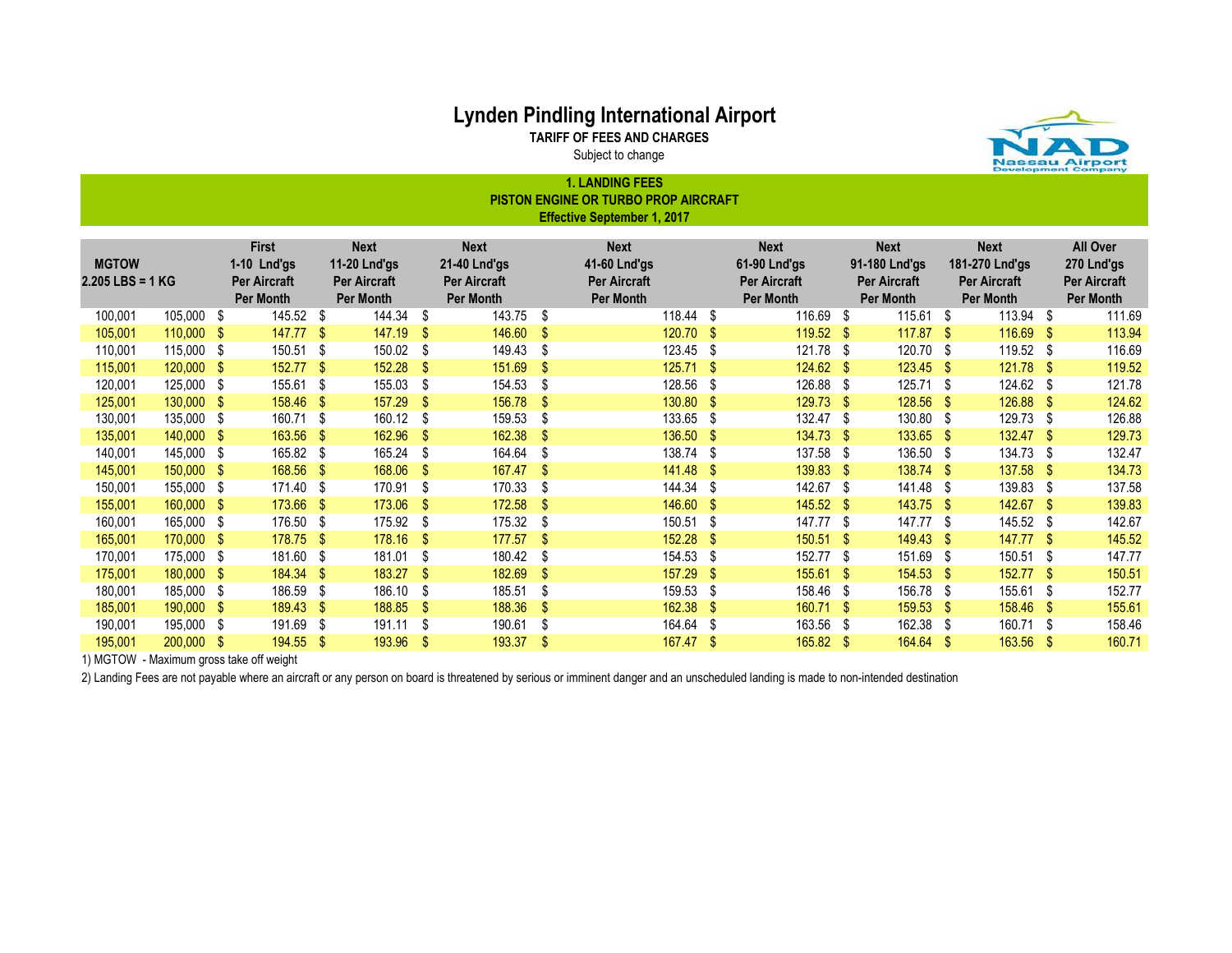# Lynden Pindling International Airport

**TARIFF OF FEES AND CHARGES**

Subject to change

## 1. LANDING FEES
### PISTON ENGINE OR TURBO PROP AIRCRAFT
**Effective September 1, 2017**

| MGTOW 2.205 LBS = 1 KG | | First 1-10 Lnd'gs Per Aircraft Per Month | Next 11-20 Lnd'gs Per Aircraft Per Month | Next 21-40 Lnd'gs Per Aircraft Per Month | Next 41-60 Lnd'gs Per Aircraft Per Month | Next 61-90 Lnd'gs Per Aircraft Per Month | Next 91-180 Lnd'gs Per Aircraft Per Month | Next 181-270 Lnd'gs Per Aircraft Per Month | All Over 270 Lnd'gs Per Aircraft Per Month |
|---|---|---|---|---|---|---|---|---|---|
| 100,001 | 105,000 | $ 145.52 | $ 144.34 | $ 143.75 | $ 118.44 | $ 116.69 | $ 115.61 | $ 113.94 | $ 111.69 |
| 105,001 | 110,000 | $ 147.77 | $ 147.19 | $ 146.60 | $ 120.70 | $ 119.52 | $ 117.87 | $ 116.69 | $ 113.94 |
| 110,001 | 115,000 | $ 150.51 | $ 150.02 | $ 149.43 | $ 123.45 | $ 121.78 | $ 120.70 | $ 119.52 | $ 116.69 |
| 115,001 | 120,000 | $ 152.77 | $ 152.28 | $ 151.69 | $ 125.71 | $ 124.62 | $ 123.45 | $ 121.78 | $ 119.52 |
| 120,001 | 125,000 | $ 155.61 | $ 155.03 | $ 154.53 | $ 128.56 | $ 126.88 | $ 125.71 | $ 124.62 | $ 121.78 |
| 125,001 | 130,000 | $ 158.46 | $ 157.29 | $ 156.78 | $ 130.80 | $ 129.73 | $ 128.56 | $ 126.88 | $ 124.62 |
| 130,001 | 135,000 | $ 160.71 | $ 160.12 | $ 159.53 | $ 133.65 | $ 132.47 | $ 130.80 | $ 129.73 | $ 126.88 |
| 135,001 | 140,000 | $ 163.56 | $ 162.96 | $ 162.38 | $ 136.50 | $ 134.73 | $ 133.65 | $ 132.47 | $ 129.73 |
| 140,001 | 145,000 | $ 165.82 | $ 165.24 | $ 164.64 | $ 138.74 | $ 137.58 | $ 136.50 | $ 134.73 | $ 132.47 |
| 145,001 | 150,000 | $ 168.56 | $ 168.06 | $ 167.47 | $ 141.48 | $ 139.83 | $ 138.74 | $ 137.58 | $ 134.73 |
| 150,001 | 155,000 | $ 171.40 | $ 170.91 | $ 170.33 | $ 144.34 | $ 142.67 | $ 141.48 | $ 139.83 | $ 137.58 |
| 155,001 | 160,000 | $ 173.66 | $ 173.06 | $ 172.58 | $ 146.60 | $ 145.52 | $ 143.75 | $ 142.67 | $ 139.83 |
| 160,001 | 165,000 | $ 176.50 | $ 175.92 | $ 175.32 | $ 150.51 | $ 147.77 | $ 147.77 | $ 145.52 | $ 142.67 |
| 165,001 | 170,000 | $ 178.75 | $ 178.16 | $ 177.57 | $ 152.28 | $ 150.51 | $ 149.43 | $ 147.77 | $ 145.52 |
| 170,001 | 175,000 | $ 181.60 | $ 181.01 | $ 180.42 | $ 154.53 | $ 152.77 | $ 151.69 | $ 150.51 | $ 147.77 |
| 175,001 | 180,000 | $ 184.34 | $ 183.27 | $ 182.69 | $ 157.29 | $ 155.61 | $ 154.53 | $ 152.77 | $ 150.51 |
| 180,001 | 185,000 | $ 186.59 | $ 186.10 | $ 185.51 | $ 159.53 | $ 158.46 | $ 156.78 | $ 155.61 | $ 152.77 |
| 185,001 | 190,000 | $ 189.43 | $ 188.85 | $ 188.36 | $ 162.38 | $ 160.71 | $ 159.53 | $ 158.46 | $ 155.61 |
| 190,001 | 195,000 | $ 191.69 | $ 191.11 | $ 190.61 | $ 164.64 | $ 163.56 | $ 162.38 | $ 160.71 | $ 158.46 |
| 195,001 | 200,000 | $ 194.55 | $ 193.96 | $ 193.37 | $ 167.47 | $ 165.82 | $ 164.64 | $ 163.56 | $ 160.71 |

1) MGTOW - Maximum gross take off weight

2) Landing Fees are not payable where an aircraft or any person on board is threatened by serious or imminent danger and an unscheduled landing is made to non-intended destination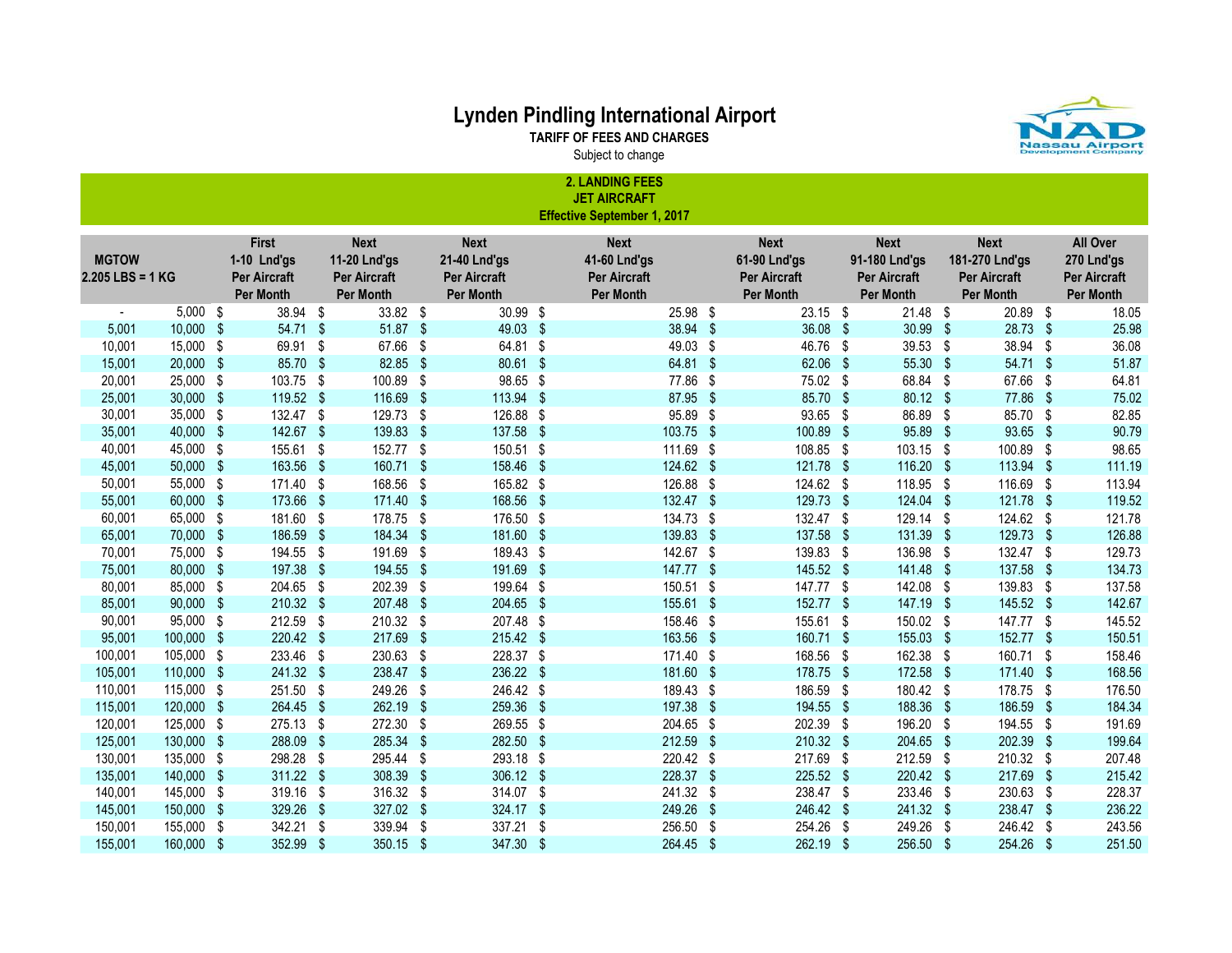# Lynden Pindling International Airport

**TARIFF OF FEES AND CHARGES**

Subject to change

**2. LANDING FEES**
**JET AIRCRAFT**
**Effective September 1, 2017**

| MGTOW 2.205 LBS = 1 KG | | First 1-10 Lnd'gs Per Aircraft Per Month | Next 11-20 Lnd'gs Per Aircraft Per Month | Next 21-40 Lnd'gs Per Aircraft Per Month | Next 41-60 Lnd'gs Per Aircraft Per Month | Next 61-90 Lnd'gs Per Aircraft Per Month | Next 91-180 Lnd'gs Per Aircraft Per Month | Next 181-270 Lnd'gs Per Aircraft Per Month | All Over 270 Lnd'gs Per Aircraft Per Month |
|---|---|---|---|---|---|---|---|---|---|
| - | 5,000 | $ 38.94 | $ 33.82 | $ 30.99 | $ 25.98 | $ 23.15 | $ 21.48 | $ 20.89 | $ 18.05 |
| 5,001 | 10,000 | $ 54.71 | $ 51.87 | $ 49.03 | $ 38.94 | $ 36.08 | $ 30.99 | $ 28.73 | $ 25.98 |
| 10,001 | 15,000 | $ 69.91 | $ 67.66 | $ 64.81 | $ 49.03 | $ 46.76 | $ 39.53 | $ 38.94 | $ 36.08 |
| 15,001 | 20,000 | $ 85.70 | $ 82.85 | $ 80.61 | $ 64.81 | $ 62.06 | $ 55.30 | $ 54.71 | $ 51.87 |
| 20,001 | 25,000 | $ 103.75 | $ 100.89 | $ 98.65 | $ 77.86 | $ 75.02 | $ 68.84 | $ 67.66 | $ 64.81 |
| 25,001 | 30,000 | $ 119.52 | $ 116.69 | $ 113.94 | $ 87.95 | $ 85.70 | $ 80.12 | $ 77.86 | $ 75.02 |
| 30,001 | 35,000 | $ 132.47 | $ 129.73 | $ 126.88 | $ 95.89 | $ 93.65 | $ 86.89 | $ 85.70 | $ 82.85 |
| 35,001 | 40,000 | $ 142.67 | $ 139.83 | $ 137.58 | $ 103.75 | $ 100.89 | $ 95.89 | $ 93.65 | $ 90.79 |
| 40,001 | 45,000 | $ 155.61 | $ 152.77 | $ 150.51 | $ 111.69 | $ 108.85 | $ 103.15 | $ 100.89 | $ 98.65 |
| 45,001 | 50,000 | $ 163.56 | $ 160.71 | $ 158.46 | $ 124.62 | $ 121.78 | $ 116.20 | $ 113.94 | $ 111.19 |
| 50,001 | 55,000 | $ 171.40 | $ 168.56 | $ 165.82 | $ 126.88 | $ 124.62 | $ 118.95 | $ 116.69 | $ 113.94 |
| 55,001 | 60,000 | $ 173.66 | $ 171.40 | $ 168.56 | $ 132.47 | $ 129.73 | $ 124.04 | $ 121.78 | $ 119.52 |
| 60,001 | 65,000 | $ 181.60 | $ 178.75 | $ 176.50 | $ 134.73 | $ 132.47 | $ 129.14 | $ 124.62 | $ 121.78 |
| 65,001 | 70,000 | $ 186.59 | $ 184.34 | $ 181.60 | $ 139.83 | $ 137.58 | $ 131.39 | $ 129.73 | $ 126.88 |
| 70,001 | 75,000 | $ 194.55 | $ 191.69 | $ 189.43 | $ 142.67 | $ 139.83 | $ 136.98 | $ 132.47 | $ 129.73 |
| 75,001 | 80,000 | $ 197.38 | $ 194.55 | $ 191.69 | $ 147.77 | $ 145.52 | $ 141.48 | $ 137.58 | $ 134.73 |
| 80,001 | 85,000 | $ 204.65 | $ 202.39 | $ 199.64 | $ 150.51 | $ 147.77 | $ 142.08 | $ 139.83 | $ 137.58 |
| 85,001 | 90,000 | $ 210.32 | $ 207.48 | $ 204.65 | $ 155.61 | $ 152.77 | $ 147.19 | $ 145.52 | $ 142.67 |
| 90,001 | 95,000 | $ 212.59 | $ 210.32 | $ 207.48 | $ 158.46 | $ 155.61 | $ 150.02 | $ 147.77 | $ 145.52 |
| 95,001 | 100,000 | $ 220.42 | $ 217.69 | $ 215.42 | $ 163.56 | $ 160.71 | $ 155.03 | $ 152.77 | $ 150.51 |
| 100,001 | 105,000 | $ 233.46 | $ 230.63 | $ 228.37 | $ 171.40 | $ 168.56 | $ 162.38 | $ 160.71 | $ 158.46 |
| 105,001 | 110,000 | $ 241.32 | $ 238.47 | $ 236.22 | $ 181.60 | $ 178.75 | $ 172.58 | $ 171.40 | $ 168.56 |
| 110,001 | 115,000 | $ 251.50 | $ 249.26 | $ 246.42 | $ 189.43 | $ 186.59 | $ 180.42 | $ 178.75 | $ 176.50 |
| 115,001 | 120,000 | $ 264.45 | $ 262.19 | $ 259.36 | $ 197.38 | $ 194.55 | $ 188.36 | $ 186.59 | $ 184.34 |
| 120,001 | 125,000 | $ 275.13 | $ 272.30 | $ 269.55 | $ 204.65 | $ 202.39 | $ 196.20 | $ 194.55 | $ 191.69 |
| 125,001 | 130,000 | $ 288.09 | $ 285.34 | $ 282.50 | $ 212.59 | $ 210.32 | $ 204.65 | $ 202.39 | $ 199.64 |
| 130,001 | 135,000 | $ 298.28 | $ 295.44 | $ 293.18 | $ 220.42 | $ 217.69 | $ 212.59 | $ 210.32 | $ 207.48 |
| 135,001 | 140,000 | $ 311.22 | $ 308.39 | $ 306.12 | $ 228.37 | $ 225.52 | $ 220.42 | $ 217.69 | $ 215.42 |
| 140,001 | 145,000 | $ 319.16 | $ 316.32 | $ 314.07 | $ 241.32 | $ 238.47 | $ 233.46 | $ 230.63 | $ 228.37 |
| 145,001 | 150,000 | $ 329.26 | $ 327.02 | $ 324.17 | $ 249.26 | $ 246.42 | $ 241.32 | $ 238.47 | $ 236.22 |
| 150,001 | 155,000 | $ 342.21 | $ 339.94 | $ 337.21 | $ 256.50 | $ 254.26 | $ 249.26 | $ 246.42 | $ 243.56 |
| 155,001 | 160,000 | $ 352.99 | $ 350.15 | $ 347.30 | $ 264.45 | $ 262.19 | $ 256.50 | $ 254.26 | $ 251.50 |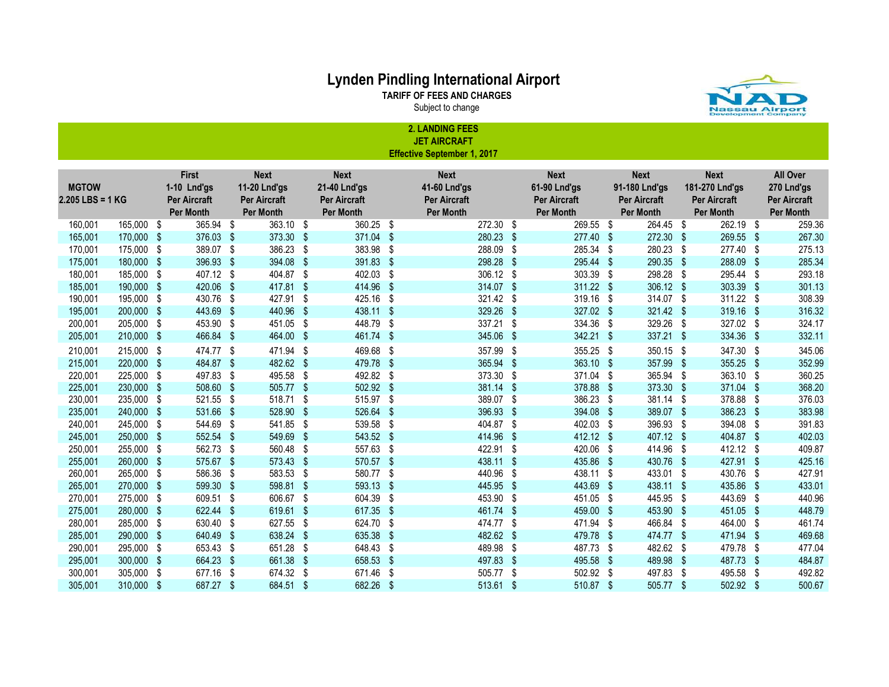# Lynden Pindling International Airport

**TARIFF OF FEES AND CHARGES**

Subject to change

## 2. LANDING FEES
### JET AIRCRAFT
**Effective September 1, 2017**

| MGTOW 2.205 LBS = 1 KG | | First 1-10 Lnd'gs Per Aircraft Per Month | Next 11-20 Lnd'gs Per Aircraft Per Month | Next 21-40 Lnd'gs Per Aircraft Per Month | Next 41-60 Lnd'gs Per Aircraft Per Month | Next 61-90 Lnd'gs Per Aircraft Per Month | Next 91-180 Lnd'gs Per Aircraft Per Month | Next 181-270 Lnd'gs Per Aircraft Per Month | All Over 270 Lnd'gs Per Aircraft Per Month |
|---|---|---|---|---|---|---|---|---|---|
| 160,001 | 165,000 | $ 365.94 | $ 363.10 | $ 360.25 | $ 272.30 | $ 269.55 | $ 264.45 | $ 262.19 | $ 259.36 |
| 165,001 | 170,000 | $ 376.03 | $ 373.30 | $ 371.04 | $ 280.23 | $ 277.40 | $ 272.30 | $ 269.55 | $ 267.30 |
| 170,001 | 175,000 | $ 389.07 | $ 386.23 | $ 383.98 | $ 288.09 | $ 285.34 | $ 280.23 | $ 277.40 | $ 275.13 |
| 175,001 | 180,000 | $ 396.93 | $ 394.08 | $ 391.83 | $ 298.28 | $ 295.44 | $ 290.35 | $ 288.09 | $ 285.34 |
| 180,001 | 185,000 | $ 407.12 | $ 404.87 | $ 402.03 | $ 306.12 | $ 303.39 | $ 298.28 | $ 295.44 | $ 293.18 |
| 185,001 | 190,000 | $ 420.06 | $ 417.81 | $ 414.96 | $ 314.07 | $ 311.22 | $ 306.12 | $ 303.39 | $ 301.13 |
| 190,001 | 195,000 | $ 430.76 | $ 427.91 | $ 425.16 | $ 321.42 | $ 319.16 | $ 314.07 | $ 311.22 | $ 308.39 |
| 195,001 | 200,000 | $ 443.69 | $ 440.96 | $ 438.11 | $ 329.26 | $ 327.02 | $ 321.42 | $ 319.16 | $ 316.32 |
| 200,001 | 205,000 | $ 453.90 | $ 451.05 | $ 448.79 | $ 337.21 | $ 334.36 | $ 329.26 | $ 327.02 | $ 324.17 |
| 205,001 | 210,000 | $ 466.84 | $ 464.00 | $ 461.74 | $ 345.06 | $ 342.21 | $ 337.21 | $ 334.36 | $ 332.11 |
| 210,001 | 215,000 | $ 474.77 | $ 471.94 | $ 469.68 | $ 357.99 | $ 355.25 | $ 350.15 | $ 347.30 | $ 345.06 |
| 215,001 | 220,000 | $ 484.87 | $ 482.62 | $ 479.78 | $ 365.94 | $ 363.10 | $ 357.99 | $ 355.25 | $ 352.99 |
| 220,001 | 225,000 | $ 497.83 | $ 495.58 | $ 492.82 | $ 373.30 | $ 371.04 | $ 365.94 | $ 363.10 | $ 360.25 |
| 225,001 | 230,000 | $ 508.60 | $ 505.77 | $ 502.92 | $ 381.14 | $ 378.88 | $ 373.30 | $ 371.04 | $ 368.20 |
| 230,001 | 235,000 | $ 521.55 | $ 518.71 | $ 515.97 | $ 389.07 | $ 386.23 | $ 381.14 | $ 378.88 | $ 376.03 |
| 235,001 | 240,000 | $ 531.66 | $ 528.90 | $ 526.64 | $ 396.93 | $ 394.08 | $ 389.07 | $ 386.23 | $ 383.98 |
| 240,001 | 245,000 | $ 544.69 | $ 541.85 | $ 539.58 | $ 404.87 | $ 402.03 | $ 396.93 | $ 394.08 | $ 391.83 |
| 245,001 | 250,000 | $ 552.54 | $ 549.69 | $ 543.52 | $ 414.96 | $ 412.12 | $ 407.12 | $ 404.87 | $ 402.03 |
| 250,001 | 255,000 | $ 562.73 | $ 560.48 | $ 557.63 | $ 422.91 | $ 420.06 | $ 414.96 | $ 412.12 | $ 409.87 |
| 255,001 | 260,000 | $ 575.67 | $ 573.43 | $ 570.57 | $ 438.11 | $ 435.86 | $ 430.76 | $ 427.91 | $ 425.16 |
| 260,001 | 265,000 | $ 586.36 | $ 583.53 | $ 580.77 | $ 440.96 | $ 438.11 | $ 433.01 | $ 430.76 | $ 427.91 |
| 265,001 | 270,000 | $ 599.30 | $ 598.81 | $ 593.13 | $ 445.95 | $ 443.69 | $ 438.11 | $ 435.86 | $ 433.01 |
| 270,001 | 275,000 | $ 609.51 | $ 606.67 | $ 604.39 | $ 453.90 | $ 451.05 | $ 445.95 | $ 443.69 | $ 440.96 |
| 275,001 | 280,000 | $ 622.44 | $ 619.61 | $ 617.35 | $ 461.74 | $ 459.00 | $ 453.90 | $ 451.05 | $ 448.79 |
| 280,001 | 285,000 | $ 630.40 | $ 627.55 | $ 624.70 | $ 474.77 | $ 471.94 | $ 466.84 | $ 464.00 | $ 461.74 |
| 285,001 | 290,000 | $ 640.49 | $ 638.24 | $ 635.38 | $ 482.62 | $ 479.78 | $ 474.77 | $ 471.94 | $ 469.68 |
| 290,001 | 295,000 | $ 653.43 | $ 651.28 | $ 648.43 | $ 489.98 | $ 487.73 | $ 482.62 | $ 479.78 | $ 477.04 |
| 295,001 | 300,000 | $ 664.23 | $ 661.38 | $ 658.53 | $ 497.83 | $ 495.58 | $ 489.98 | $ 487.73 | $ 484.87 |
| 300,001 | 305,000 | $ 677.16 | $ 674.32 | $ 671.46 | $ 505.77 | $ 502.92 | $ 497.83 | $ 495.58 | $ 492.82 |
| 305,001 | 310,000 | $ 687.27 | $ 684.51 | $ 682.26 | $ 513.61 | $ 510.87 | $ 505.77 | $ 502.92 | $ 500.67 |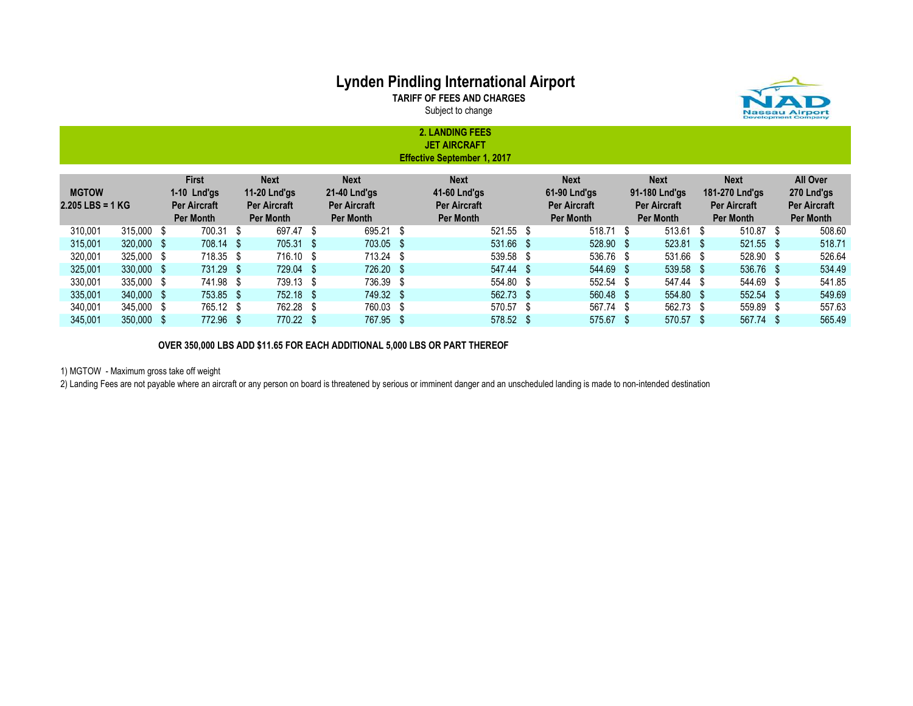# Lynden Pindling International Airport

**TARIFF OF FEES AND CHARGES**

Subject to change

## 2. LANDING FEES
### JET AIRCRAFT
### Effective September 1, 2017

| MGTOW 2.205 LBS = 1 KG | | First 1-10 Lnd'gs Per Aircraft Per Month | Next 11-20 Lnd'gs Per Aircraft Per Month | Next 21-40 Lnd'gs Per Aircraft Per Month | Next 41-60 Lnd'gs Per Aircraft Per Month | Next 61-90 Lnd'gs Per Aircraft Per Month | Next 91-180 Lnd'gs Per Aircraft Per Month | Next 181-270 Lnd'gs Per Aircraft Per Month | All Over 270 Lnd'gs Per Aircraft Per Month |
|---|---|---|---|---|---|---|---|---|---|
| 310,001 | 315,000 | $ 700.31 | $ 697.47 | $ 695.21 | $ 521.55 | $ 518.71 | $ 513.61 | $ 510.87 | $ 508.60 |
| 315,001 | 320,000 | $ 708.14 | $ 705.31 | $ 703.05 | $ 531.66 | $ 528.90 | $ 523.81 | $ 521.55 | $ 518.71 |
| 320,001 | 325,000 | $ 718.35 | $ 716.10 | $ 713.24 | $ 539.58 | $ 536.76 | $ 531.66 | $ 528.90 | $ 526.64 |
| 325,001 | 330,000 | $ 731.29 | $ 729.04 | $ 726.20 | $ 547.44 | $ 544.69 | $ 539.58 | $ 536.76 | $ 534.49 |
| 330,001 | 335,000 | $ 741.98 | $ 739.13 | $ 736.39 | $ 554.80 | $ 552.54 | $ 547.44 | $ 544.69 | $ 541.85 |
| 335,001 | 340,000 | $ 753.85 | $ 752.18 | $ 749.32 | $ 562.73 | $ 560.48 | $ 554.80 | $ 552.54 | $ 549.69 |
| 340,001 | 345,000 | $ 765.12 | $ 762.28 | $ 760.03 | $ 570.57 | $ 567.74 | $ 562.73 | $ 559.89 | $ 557.63 |
| 345,001 | 350,000 | $ 772.96 | $ 770.22 | $ 767.95 | $ 578.52 | $ 575.67 | $ 570.57 | $ 567.74 | $ 565.49 |

**OVER 350,000 LBS ADD $11.65 FOR EACH ADDITIONAL 5,000 LBS OR PART THEREOF**

1) MGTOW - Maximum gross take off weight

2) Landing Fees are not payable where an aircraft or any person on board is threatened by serious or imminent danger and an unscheduled landing is made to non-intended destination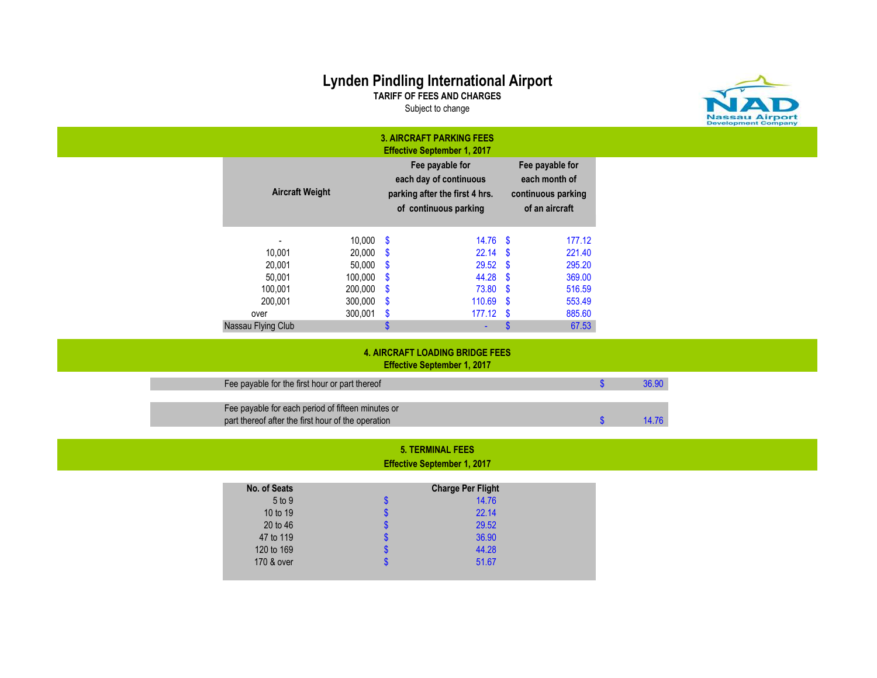# Lynden Pindling International Airport

**TARIFF OF FEES AND CHARGES**

Subject to change

## 3. AIRCRAFT PARKING FEES

**Effective September 1, 2017**

| Aircraft Weight | | Fee payable for each day of continuous parking after the first 4 hrs. of continuous parking | Fee payable for each month of continuous parking of an aircraft |
|---|---|---|---|
| - | 10,000 | $ 14.76 | $ 177.12 |
| 10,001 | 20,000 | $ 22.14 | $ 221.40 |
| 20,001 | 50,000 | $ 29.52 | $ 295.20 |
| 50,001 | 100,000 | $ 44.28 | $ 369.00 |
| 100,001 | 200,000 | $ 73.80 | $ 516.59 |
| 200,001 | 300,000 | $ 110.69 | $ 553.49 |
| over | 300,001 | $ 177.12 | $ 885.60 |
| Nassau Flying Club | | $ - | $ 67.53 |

## 4. AIRCRAFT LOADING BRIDGE FEES

**Effective September 1, 2017**

| Description | Fee |
|---|---|
| Fee payable for the first hour or part thereof | $ 36.90 |
| Fee payable for each period of fifteen minutes or part thereof after the first hour of the operation | $ 14.76 |

## 5. TERMINAL FEES

**Effective September 1, 2017**

| No. of Seats | Charge Per Flight |
|---|---|
| 5 to 9 | $ 14.76 |
| 10 to 19 | $ 22.14 |
| 20 to 46 | $ 29.52 |
| 47 to 119 | $ 36.90 |
| 120 to 169 | $ 44.28 |
| 170 & over | $ 51.67 |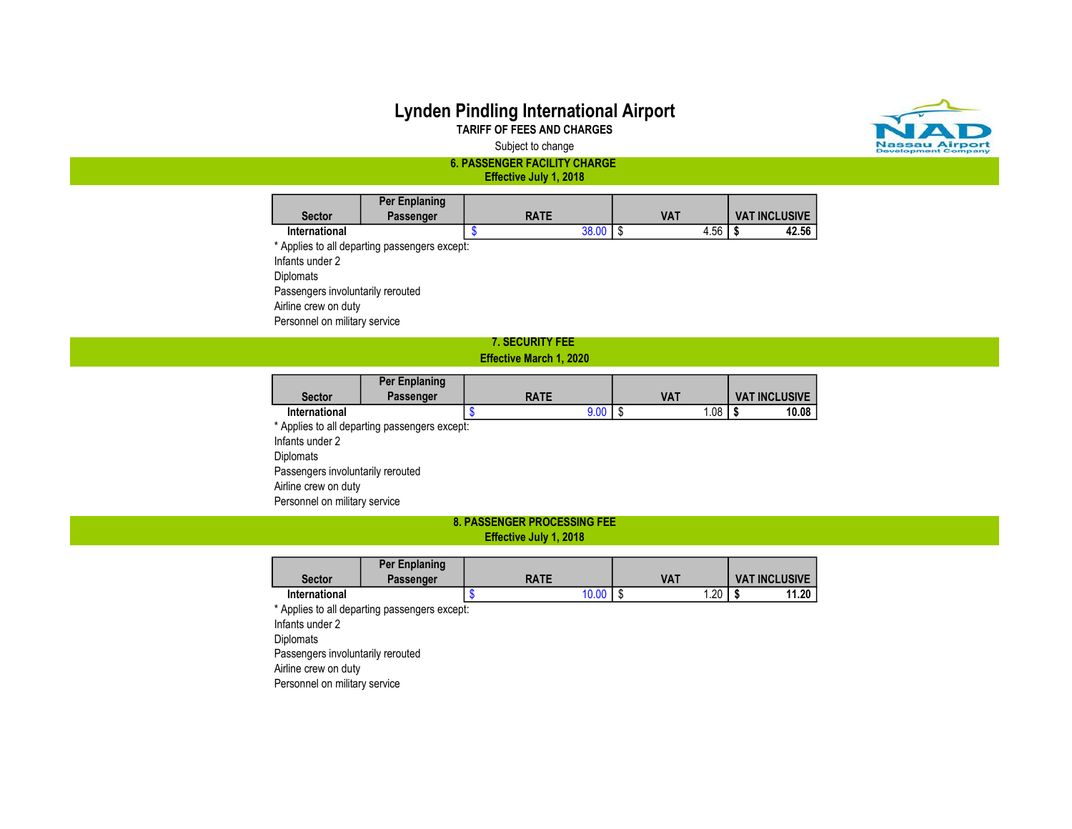# Lynden Pindling International Airport

**TARIFF OF FEES AND CHARGES**

Subject to change

## 6. PASSENGER FACILITY CHARGE
**Effective July 1, 2018**

| Sector | Per Enplaning Passenger | RATE | VAT | VAT INCLUSIVE |
|---|---|---|---|---|
| International | | $ 38.00 | $ 4.56 | **$ 42.56** |

* Applies to all departing passengers except:
Infants under 2
Diplomats
Passengers involuntarily rerouted
Airline crew on duty
Personnel on military service

## 7. SECURITY FEE
**Effective March 1, 2020**

| Sector | Per Enplaning Passenger | RATE | VAT | VAT INCLUSIVE |
|---|---|---|---|---|
| International | | $ 9.00 | $ 1.08 | **$ 10.08** |

* Applies to all departing passengers except:
Infants under 2
Diplomats
Passengers involuntarily rerouted
Airline crew on duty
Personnel on military service

## 8. PASSENGER PROCESSING FEE
**Effective July 1, 2018**

| Sector | Per Enplaning Passenger | RATE | VAT | VAT INCLUSIVE |
|---|---|---|---|---|
| International | | $ 10.00 | $ 1.20 | **$ 11.20** |

* Applies to all departing passengers except:
Infants under 2
Diplomats
Passengers involuntarily rerouted
Airline crew on duty
Personnel on military service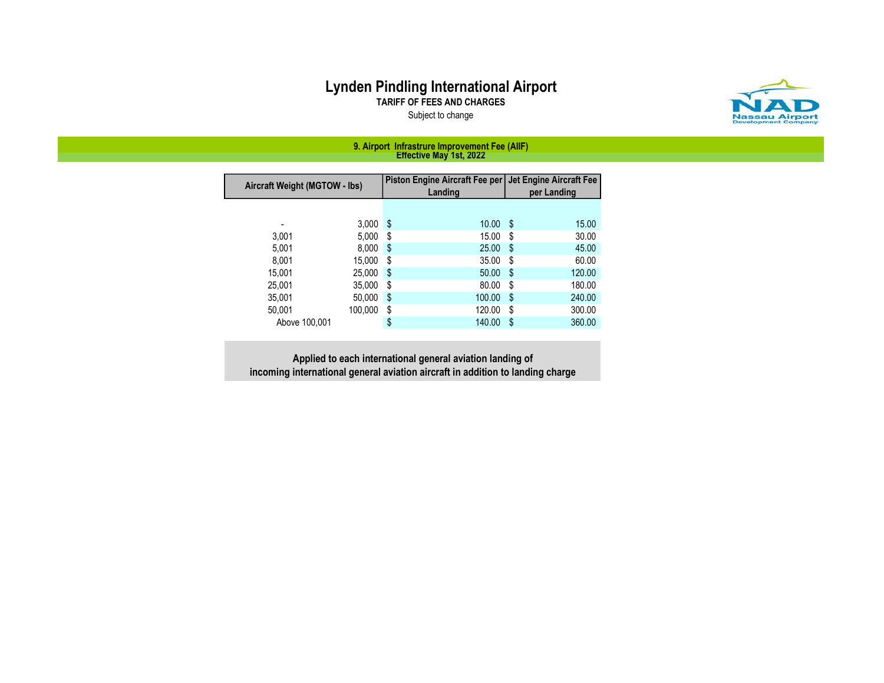# Lynden Pindling International Airport

**TARIFF OF FEES AND CHARGES**

Subject to change

## 9. Airport Infrastrure Improvement Fee (AIIF)

**Effective May 1st, 2022**

| Aircraft Weight (MGTOW - lbs) | | Piston Engine Aircraft Fee per Landing | Jet Engine Aircraft Fee per Landing |
|---|---|---|---|
| - | 3,000 | $ 10.00 | $ 15.00 |
| 3,001 | 5,000 | $ 15.00 | $ 30.00 |
| 5,001 | 8,000 | $ 25.00 | $ 45.00 |
| 8,001 | 15,000 | $ 35.00 | $ 60.00 |
| 15,001 | 25,000 | $ 50.00 | $ 120.00 |
| 25,001 | 35,000 | $ 80.00 | $ 180.00 |
| 35,001 | 50,000 | $ 100.00 | $ 240.00 |
| 50,001 | 100,000 | $ 120.00 | $ 300.00 |
| Above 100,001 | | $ 140.00 | $ 360.00 |

**Applied to each international general aviation landing of incoming international general aviation aircraft in addition to landing charge**